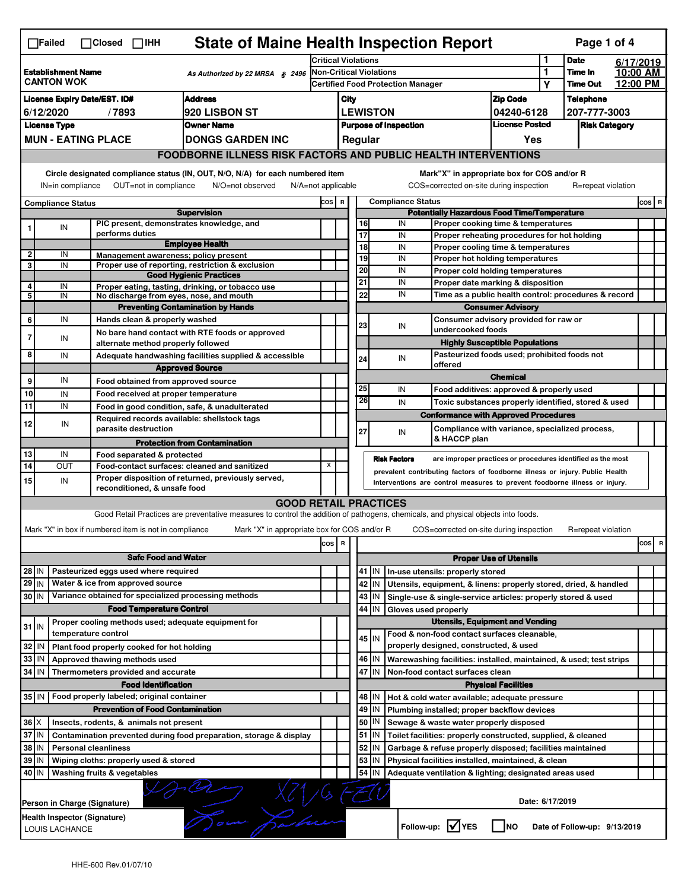☐Failed ☐Closed ☐IHH

# State of Maine Health Inspection Report

Page 1 of 4

| | | | | |
|---|---|---|---|---|
| **Establishment Name** CANTON WOK | As Authorized by 22 MRSA § 2496 | Critical Violations | 1 | **Date** 6/17/2019 |
| | | Non-Critical Violations | 1 | **Time In** 10:00 AM |
| | | Certified Food Protection Manager | Y | **Time Out** 12:00 PM |

| License Expiry Date/EST. ID# | Address | City | Zip Code | Telephone |
|---|---|---|---|---|
| 6/12/2020 / 7893 | 920 LISBON ST | LEWISTON | 04240-6128 | 207-777-3003 |
| **License Type** | **Owner Name** | **Purpose of Inspection** | **License Posted** | **Risk Category** |
| MUN - EATING PLACE | DONGS GARDEN INC | Regular | Yes | |

## FOODBORNE ILLNESS RISK FACTORS AND PUBLIC HEALTH INTERVENTIONS

Circle designated compliance status (IN, OUT, N/O, N/A) for each numbered item
IN=in compliance OUT=not in compliance N/O=not observed N/A=not applicable

Mark"X" in appropriate box for COS and/or R
COS=corrected on-site during inspection R=repeat violation

| # | Compliance Status | | COS | R |
|---|---|---|---|---|
| | | **Supervision** | | |
| 1 | IN | PIC present, demonstrates knowledge, and performs duties | | |
| | | **Employee Health** | | |
| 2 | IN | Management awareness; policy present | | |
| 3 | IN | Proper use of reporting, restriction & exclusion | | |
| | | **Good Hygienic Practices** | | |
| 4 | IN | Proper eating, tasting, drinking, or tobacco use | | |
| 5 | IN | No discharge from eyes, nose, and mouth | | |
| | | **Preventing Contamination by Hands** | | |
| 6 | IN | Hands clean & properly washed | | |
| 7 | IN | No bare hand contact with RTE foods or approved alternate method properly followed | | |
| 8 | IN | Adequate handwashing facilities supplied & accessible | | |
| | | **Approved Source** | | |
| 9 | IN | Food obtained from approved source | | |
| 10 | IN | Food received at proper temperature | | |
| 11 | IN | Food in good condition, safe, & unadulterated | | |
| 12 | IN | Required records available: shellstock tags parasite destruction | | |
| | | **Protection from Contamination** | | |
| 13 | IN | Food separated & protected | | |
| 14 | OUT | Food-contact surfaces: cleaned and sanitized | X | |
| 15 | IN | Proper disposition of returned, previously served, reconditioned, & unsafe food | | |

| # | Compliance Status | | COS | R |
|---|---|---|---|---|
| | | **Potentially Hazardous Food Time/Temperature** | | |
| 16 | IN | Proper cooking time & temperatures | | |
| 17 | IN | Proper reheating procedures for hot holding | | |
| 18 | IN | Proper cooling time & temperatures | | |
| 19 | IN | Proper hot holding temperatures | | |
| 20 | IN | Proper cold holding temperatures | | |
| 21 | IN | Proper date marking & disposition | | |
| 22 | IN | Time as a public health control: procedures & record | | |
| | | **Consumer Advisory** | | |
| 23 | IN | Consumer advisory provided for raw or undercooked foods | | |
| | | **Highly Susceptible Populations** | | |
| 24 | IN | Pasteurized foods used; prohibited foods not offered | | |
| | | **Chemical** | | |
| 25 | IN | Food additives: approved & properly used | | |
| 26 | IN | Toxic substances properly identified, stored & used | | |
| | | **Conformance with Approved Procedures** | | |
| 27 | IN | Compliance with variance, specialized process, & HACCP plan | | |

**Risk Factors** are improper practices or procedures identified as the most prevalent contributing factors of foodborne illness or injury. Public Health Interventions are control measures to prevent foodborne illness or injury.

## GOOD RETAIL PRACTICES

Good Retail Practices are preventative measures to control the addition of pathogens, chemicals, and physical objects into foods.

Mark "X" in box if numbered item is not in compliance Mark "X" in appropriate box for COS and/or R COS=corrected on-site during inspection R=repeat violation

| # | | | COS | R |
|---|---|---|---|---|
| | | **Safe Food and Water** | | |
| 28 | IN | Pasteurized eggs used where required | | |
| 29 | IN | Water & ice from approved source | | |
| 30 | IN | Variance obtained for specialized processing methods | | |
| | | **Food Temperature Control** | | |
| 31 | IN | Proper cooling methods used; adequate equipment for temperature control | | |
| 32 | IN | Plant food properly cooked for hot holding | | |
| 33 | IN | Approved thawing methods used | | |
| 34 | IN | Thermometers provided and accurate | | |
| | | **Food Identification** | | |
| 35 | IN | Food properly labeled; original container | | |
| | | **Prevention of Food Contamination** | | |
| 36 | X | Insects, rodents, & animals not present | | |
| 37 | IN | Contamination prevented during food preparation, storage & display | | |
| 38 | IN | Personal cleanliness | | |
| 39 | IN | Wiping cloths: properly used & stored | | |
| 40 | IN | Washing fruits & vegetables | | |

| # | | | COS | R |
|---|---|---|---|---|
| | | **Proper Use of Utensils** | | |
| 41 | IN | In-use utensils: properly stored | | |
| 42 | IN | Utensils, equipment, & linens: properly stored, dried, & handled | | |
| 43 | IN | Single-use & single-service articles: properly stored & used | | |
| 44 | IN | Gloves used properly | | |
| | | **Utensils, Equipment and Vending** | | |
| 45 | IN | Food & non-food contact surfaces cleanable, properly designed, constructed, & used | | |
| 46 | IN | Warewashing facilities: installed, maintained, & used; test strips | | |
| 47 | IN | Non-food contact surfaces clean | | |
| | | **Physical Facilities** | | |
| 48 | IN | Hot & cold water available; adequate pressure | | |
| 49 | IN | Plumbing installed; proper backflow devices | | |
| 50 | IN | Sewage & waste water properly disposed | | |
| 51 | IN | Toilet facilities: properly constructed, supplied, & cleaned | | |
| 52 | IN | Garbage & refuse properly disposed; facilities maintained | | |
| 53 | IN | Physical facilities installed, maintained, & clean | | |
| 54 | IN | Adequate ventilation & lighting; designated areas used | | |

Person in Charge (Signature) XI/G FEW Date: 6/17/2019

Health Inspector (Signature) LOUIS LACHANCE

Follow-up: ☑ YES ☐ NO Date of Follow-up: 9/13/2019

HHE-600 Rev.01/07/10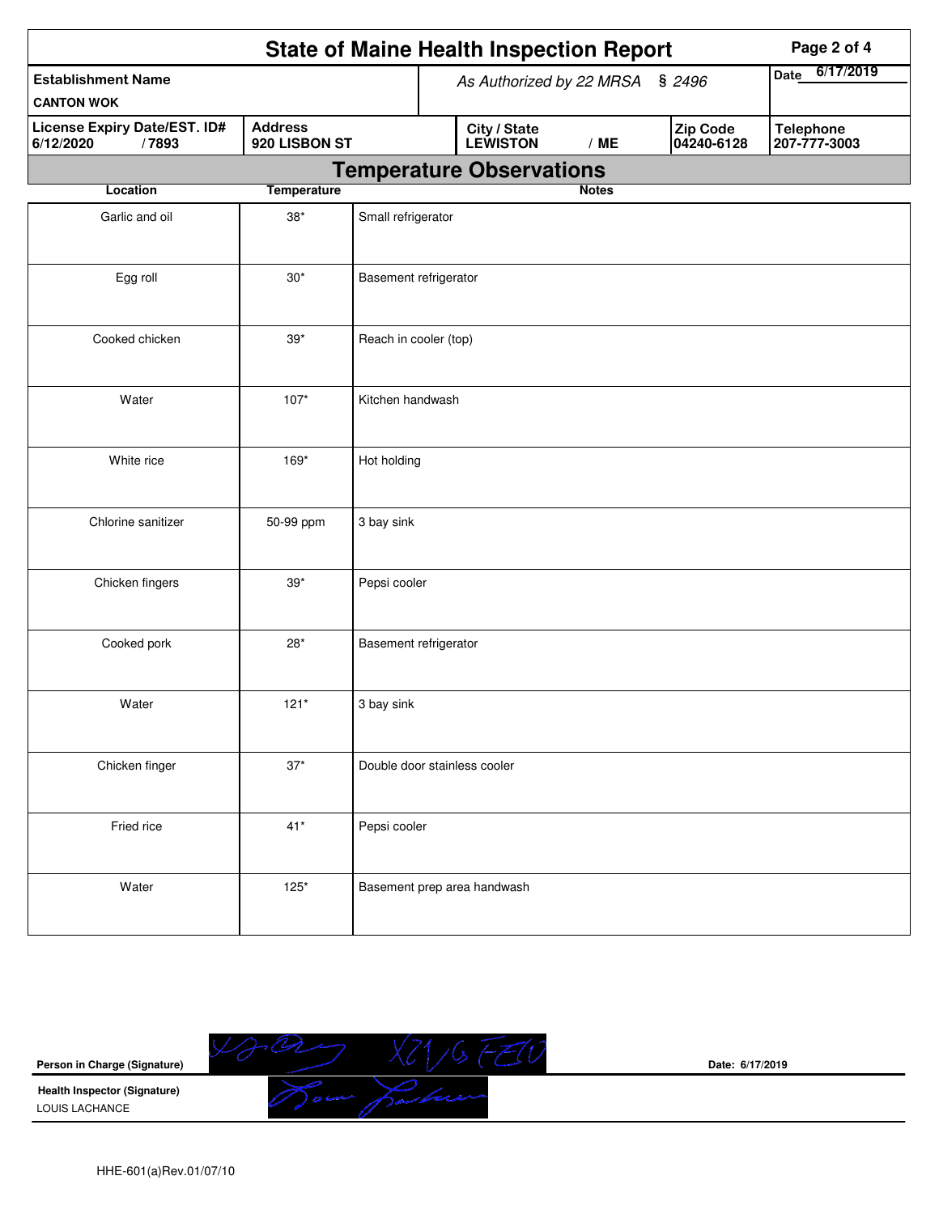# State of Maine Health Inspection Report

| Establishment Name | As Authorized by 22 MRSA § 2496 | | | Date 6/17/2019 |
|---|---|---|---|---|
| CANTON WOK | | | | |
| **License Expiry Date/EST. ID#** | **Address** | **City / State** | **Zip Code** | **Telephone** |
| 6/12/2020 / 7893 | 920 LISBON ST | LEWISTON / ME | 04240-6128 | 207-777-3003 |

## Temperature Observations

| Location | Temperature | Notes |
|---|---|---|
| Garlic and oil | 38* | Small refrigerator |
| Egg roll | 30* | Basement refrigerator |
| Cooked chicken | 39* | Reach in cooler (top) |
| Water | 107* | Kitchen handwash |
| White rice | 169* | Hot holding |
| Chlorine sanitizer | 50-99 ppm | 3 bay sink |
| Chicken fingers | 39* | Pepsi cooler |
| Cooked pork | 28* | Basement refrigerator |
| Water | 121* | 3 bay sink |
| Chicken finger | 37* | Double door stainless cooler |
| Fried rice | 41* | Pepsi cooler |
| Water | 125* | Basement prep area handwash |

**Person in Charge (Signature)** | **Date: 6/17/2019**

**Health Inspector (Signature)**
LOUIS LACHANCE

HHE-601(a)Rev.01/07/10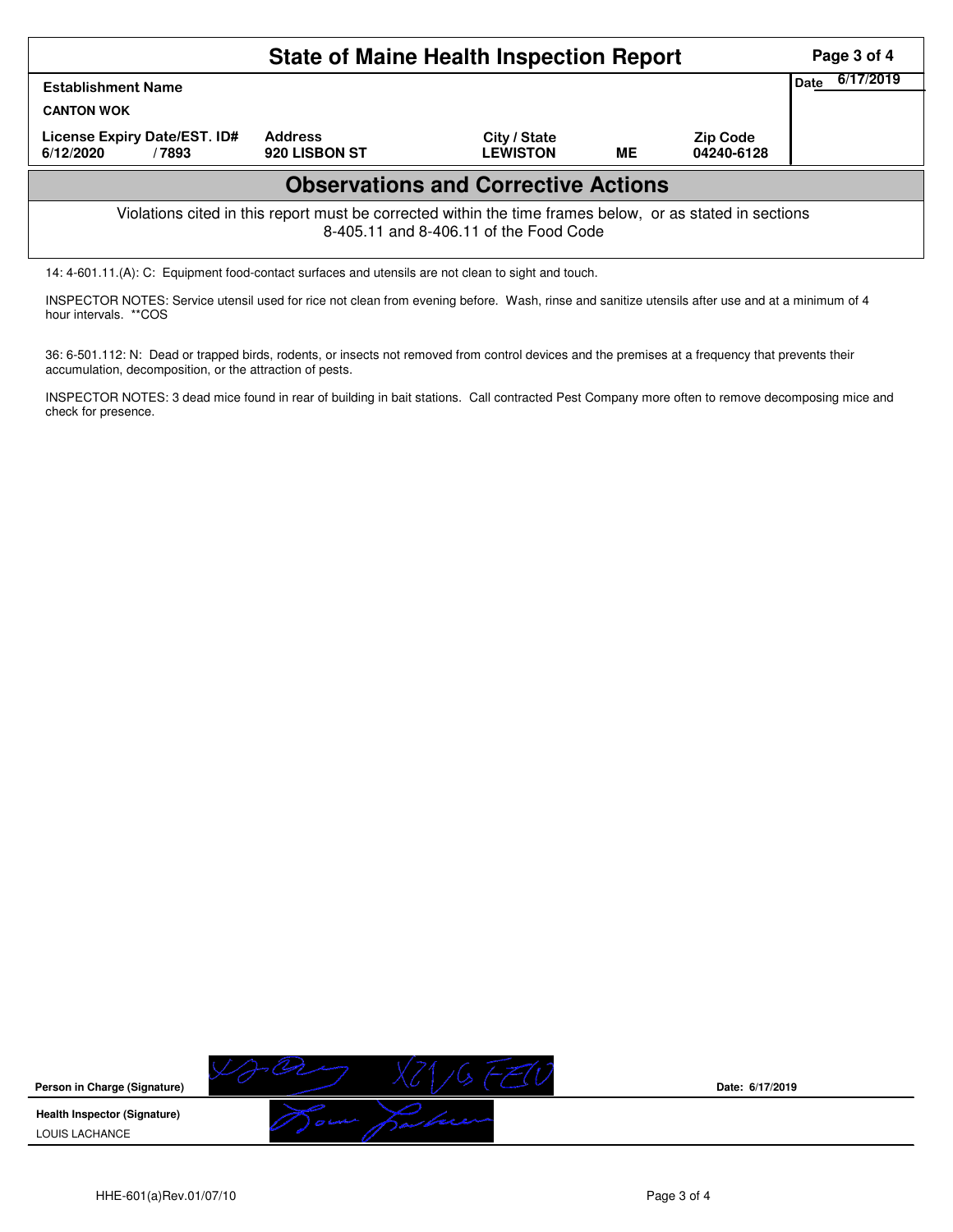# State of Maine Health Inspection Report

| Establishment Name | | | | | Date 6/17/2019 |
|---|---|---|---|---|---|
| CANTON WOK | | | | | |
| License Expiry Date/EST. ID# | Address | City / State | | Zip Code | |
| 6/12/2020 / 7893 | 920 LISBON ST | LEWISTON | ME | 04240-6128 | |

## Observations and Corrective Actions

Violations cited in this report must be corrected within the time frames below, or as stated in sections 8-405.11 and 8-406.11 of the Food Code

14: 4-601.11.(A): C: Equipment food-contact surfaces and utensils are not clean to sight and touch.

INSPECTOR NOTES: Service utensil used for rice not clean from evening before. Wash, rinse and sanitize utensils after use and at a minimum of 4 hour intervals. **COS

36: 6-501.112: N: Dead or trapped birds, rodents, or insects not removed from control devices and the premises at a frequency that prevents their accumulation, decomposition, or the attraction of pests.

INSPECTOR NOTES: 3 dead mice found in rear of building in bait stations. Call contracted Pest Company more often to remove decomposing mice and check for presence.

**Person in Charge (Signature)** Date: 6/17/2019

**Health Inspector (Signature)**
LOUIS LACHANCE

HHE-601(a)Rev.01/07/10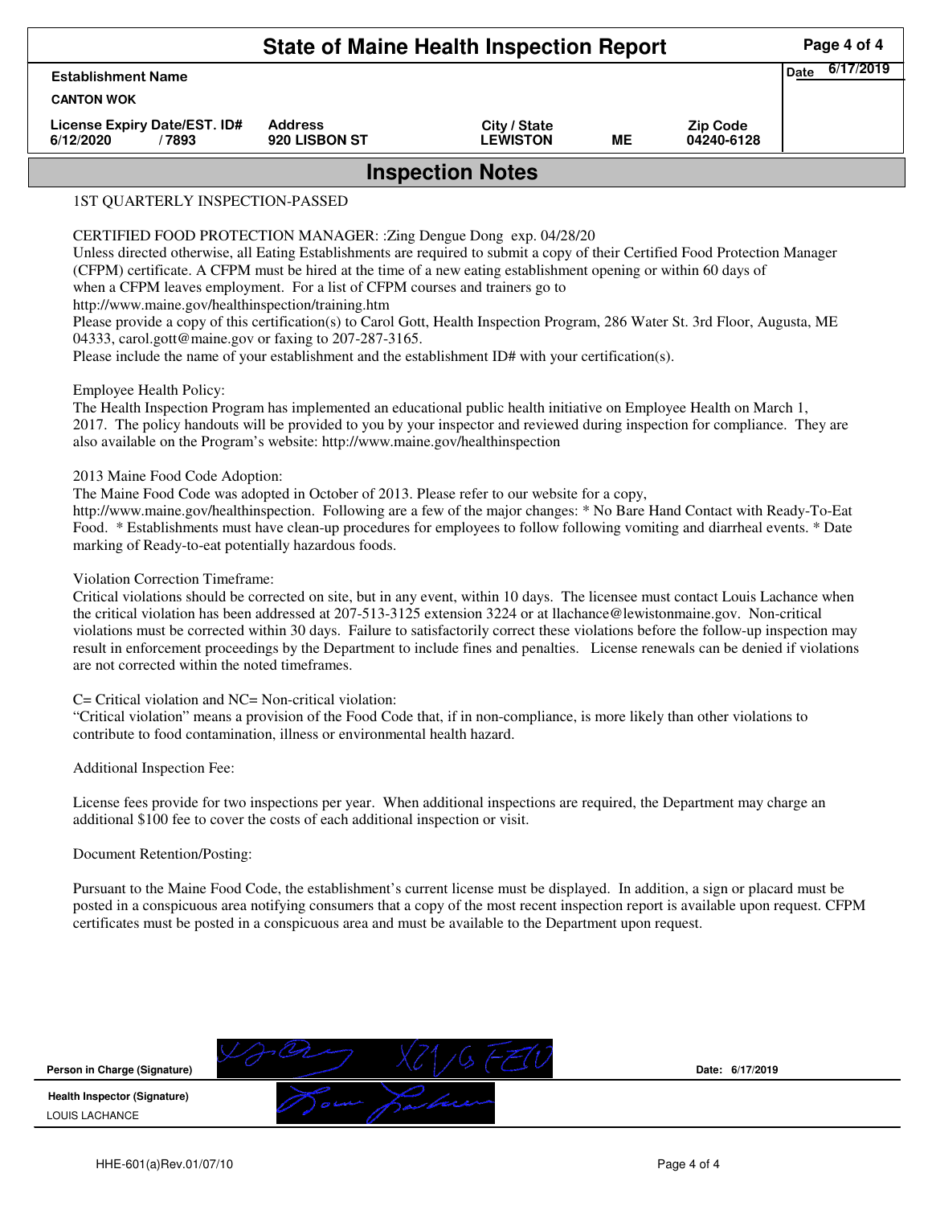# State of Maine Health Inspection Report

| Establishment Name | | | | | Date 6/17/2019 |
|---|---|---|---|---|---|
| CANTON WOK | | | | | |
| License Expiry Date/EST. ID# | Address | City / State | | Zip Code | |
| 6/12/2020 / 7893 | 920 LISBON ST | LEWISTON | ME | 04240-6128 | |

## Inspection Notes

1ST QUARTERLY INSPECTION-PASSED

CERTIFIED FOOD PROTECTION MANAGER: :Zing Dengue Dong exp. 04/28/20
Unless directed otherwise, all Eating Establishments are required to submit a copy of their Certified Food Protection Manager (CFPM) certificate. A CFPM must be hired at the time of a new eating establishment opening or within 60 days of when a CFPM leaves employment. For a list of CFPM courses and trainers go to http://www.maine.gov/healthinspection/training.htm
Please provide a copy of this certification(s) to Carol Gott, Health Inspection Program, 286 Water St. 3rd Floor, Augusta, ME 04333, carol.gott@maine.gov or faxing to 207-287-3165.
Please include the name of your establishment and the establishment ID# with your certification(s).

Employee Health Policy:
The Health Inspection Program has implemented an educational public health initiative on Employee Health on March 1, 2017. The policy handouts will be provided to you by your inspector and reviewed during inspection for compliance. They are also available on the Program's website: http://www.maine.gov/healthinspection

2013 Maine Food Code Adoption:
The Maine Food Code was adopted in October of 2013. Please refer to our website for a copy, http://www.maine.gov/healthinspection. Following are a few of the major changes: * No Bare Hand Contact with Ready-To-Eat Food. * Establishments must have clean-up procedures for employees to follow following vomiting and diarrheal events. * Date marking of Ready-to-eat potentially hazardous foods.

Violation Correction Timeframe:
Critical violations should be corrected on site, but in any event, within 10 days. The licensee must contact Louis Lachance when the critical violation has been addressed at 207-513-3125 extension 3224 or at llachance@lewistonmaine.gov. Non-critical violations must be corrected within 30 days. Failure to satisfactorily correct these violations before the follow-up inspection may result in enforcement proceedings by the Department to include fines and penalties. License renewals can be denied if violations are not corrected within the noted timeframes.

C= Critical violation and NC= Non-critical violation:
"Critical violation" means a provision of the Food Code that, if in non-compliance, is more likely than other violations to contribute to food contamination, illness or environmental health hazard.

Additional Inspection Fee:

License fees provide for two inspections per year. When additional inspections are required, the Department may charge an additional $100 fee to cover the costs of each additional inspection or visit.

Document Retention/Posting:

Pursuant to the Maine Food Code, the establishment's current license must be displayed. In addition, a sign or placard must be posted in a conspicuous area notifying consumers that a copy of the most recent inspection report is available upon request. CFPM certificates must be posted in a conspicuous area and must be available to the Department upon request.

**Person in Charge (Signature)** Date: 6/17/2019

**Health Inspector (Signature)**
LOUIS LACHANCE

HHE-601(a)Rev.01/07/10